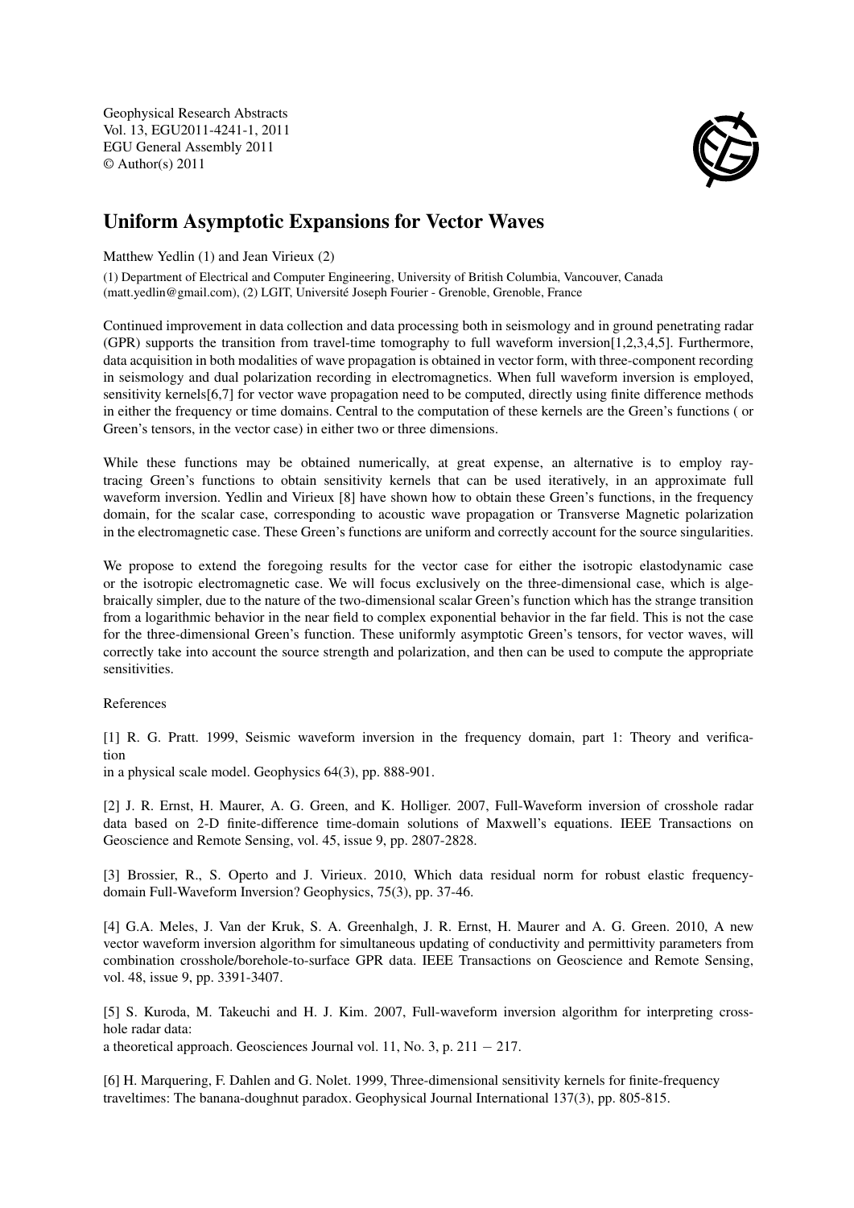Geophysical Research Abstracts
Vol. 13, EGU2011-4241-1, 2011
EGU General Assembly 2011
© Author(s) 2011

# Uniform Asymptotic Expansions for Vector Waves

Matthew Yedlin (1) and Jean Virieux (2)

(1) Department of Electrical and Computer Engineering, University of British Columbia, Vancouver, Canada (matt.yedlin@gmail.com), (2) LGIT, Université Joseph Fourier - Grenoble, Grenoble, France

Continued improvement in data collection and data processing both in seismology and in ground penetrating radar (GPR) supports the transition from travel-time tomography to full waveform inversion[1,2,3,4,5]. Furthermore, data acquisition in both modalities of wave propagation is obtained in vector form, with three-component recording in seismology and dual polarization recording in electromagnetics. When full waveform inversion is employed, sensitivity kernels[6,7] for vector wave propagation need to be computed, directly using finite difference methods in either the frequency or time domains. Central to the computation of these kernels are the Green's functions ( or Green's tensors, in the vector case) in either two or three dimensions.

While these functions may be obtained numerically, at great expense, an alternative is to employ ray-tracing Green's functions to obtain sensitivity kernels that can be used iteratively, in an approximate full waveform inversion. Yedlin and Virieux [8] have shown how to obtain these Green's functions, in the frequency domain, for the scalar case, corresponding to acoustic wave propagation or Transverse Magnetic polarization in the electromagnetic case. These Green's functions are uniform and correctly account for the source singularities.

We propose to extend the foregoing results for the vector case for either the isotropic elastodynamic case or the isotropic electromagnetic case. We will focus exclusively on the three-dimensional case, which is algebraically simpler, due to the nature of the two-dimensional scalar Green's function which has the strange transition from a logarithmic behavior in the near field to complex exponential behavior in the far field. This is not the case for the three-dimensional Green's function. These uniformly asymptotic Green's tensors, for vector waves, will correctly take into account the source strength and polarization, and then can be used to compute the appropriate sensitivities.

References

[1] R. G. Pratt. 1999, Seismic waveform inversion in the frequency domain, part 1: Theory and verification
in a physical scale model. Geophysics 64(3), pp. 888-901.

[2] J. R. Ernst, H. Maurer, A. G. Green, and K. Holliger. 2007, Full-Waveform inversion of crosshole radar data based on 2-D finite-difference time-domain solutions of Maxwell's equations. IEEE Transactions on Geoscience and Remote Sensing, vol. 45, issue 9, pp. 2807-2828.

[3] Brossier, R., S. Operto and J. Virieux. 2010, Which data residual norm for robust elastic frequency-domain Full-Waveform Inversion? Geophysics, 75(3), pp. 37-46.

[4] G.A. Meles, J. Van der Kruk, S. A. Greenhalgh, J. R. Ernst, H. Maurer and A. G. Green. 2010, A new vector waveform inversion algorithm for simultaneous updating of conductivity and permittivity parameters from combination crosshole/borehole-to-surface GPR data. IEEE Transactions on Geoscience and Remote Sensing, vol. 48, issue 9, pp. 3391-3407.

[5] S. Kuroda, M. Takeuchi and H. J. Kim. 2007, Full-waveform inversion algorithm for interpreting crosshole radar data:
a theoretical approach. Geosciences Journal vol. 11, No. 3, p. $211-217$.

[6] H. Marquering, F. Dahlen and G. Nolet. 1999, Three-dimensional sensitivity kernels for finite-frequency traveltimes: The banana-doughnut paradox. Geophysical Journal International 137(3), pp. 805-815.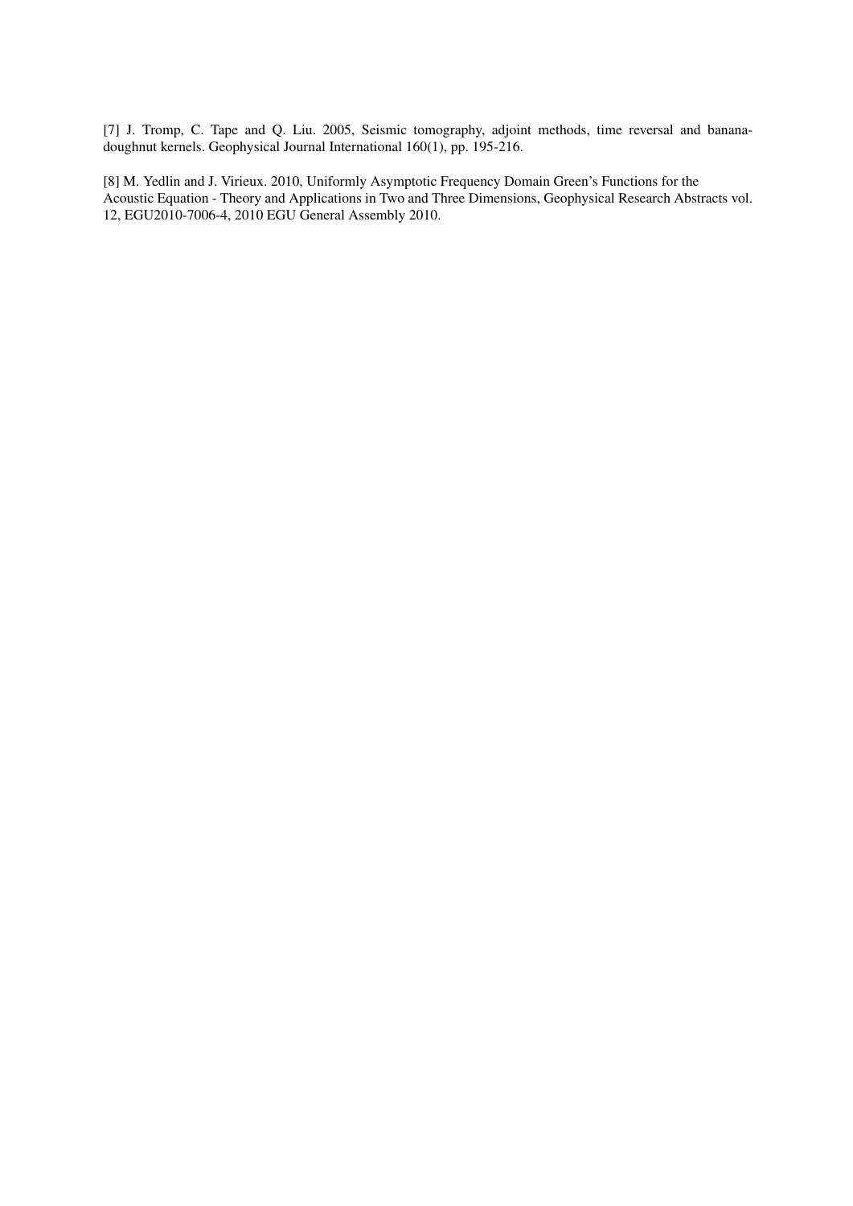[7] J. Tromp, C. Tape and Q. Liu. 2005, Seismic tomography, adjoint methods, time reversal and banana-doughnut kernels. Geophysical Journal International 160(1), pp. 195-216.

[8] M. Yedlin and J. Virieux. 2010, Uniformly Asymptotic Frequency Domain Green's Functions for the Acoustic Equation - Theory and Applications in Two and Three Dimensions, Geophysical Research Abstracts vol. 12, EGU2010-7006-4, 2010 EGU General Assembly 2010.